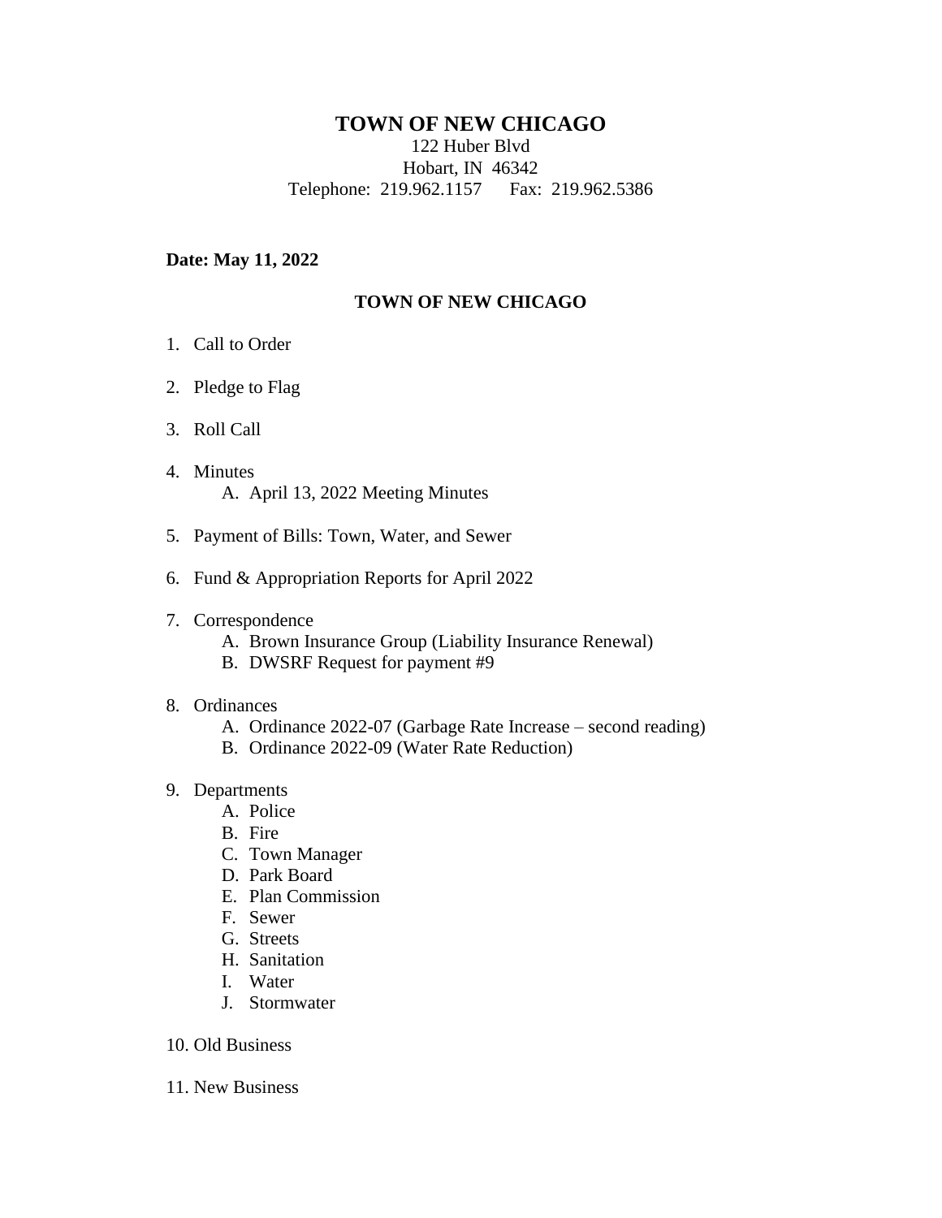# TOWN OF NEW CHICAGO

122 Huber Blvd
Hobart, IN 46342
Telephone: 219.962.1157 Fax: 219.962.5386

**Date: May 11, 2022**

## TOWN OF NEW CHICAGO

1. Call to Order

2. Pledge to Flag

3. Roll Call

4. Minutes
   - A. April 13, 2022 Meeting Minutes

5. Payment of Bills: Town, Water, and Sewer

6. Fund & Appropriation Reports for April 2022

7. Correspondence
   - A. Brown Insurance Group (Liability Insurance Renewal)
   - B. DWSRF Request for payment #9

8. Ordinances
   - A. Ordinance 2022-07 (Garbage Rate Increase – second reading)
   - B. Ordinance 2022-09 (Water Rate Reduction)

9. Departments
   - A. Police
   - B. Fire
   - C. Town Manager
   - D. Park Board
   - E. Plan Commission
   - F. Sewer
   - G. Streets
   - H. Sanitation
   - I. Water
   - J. Stormwater

10. Old Business

11. New Business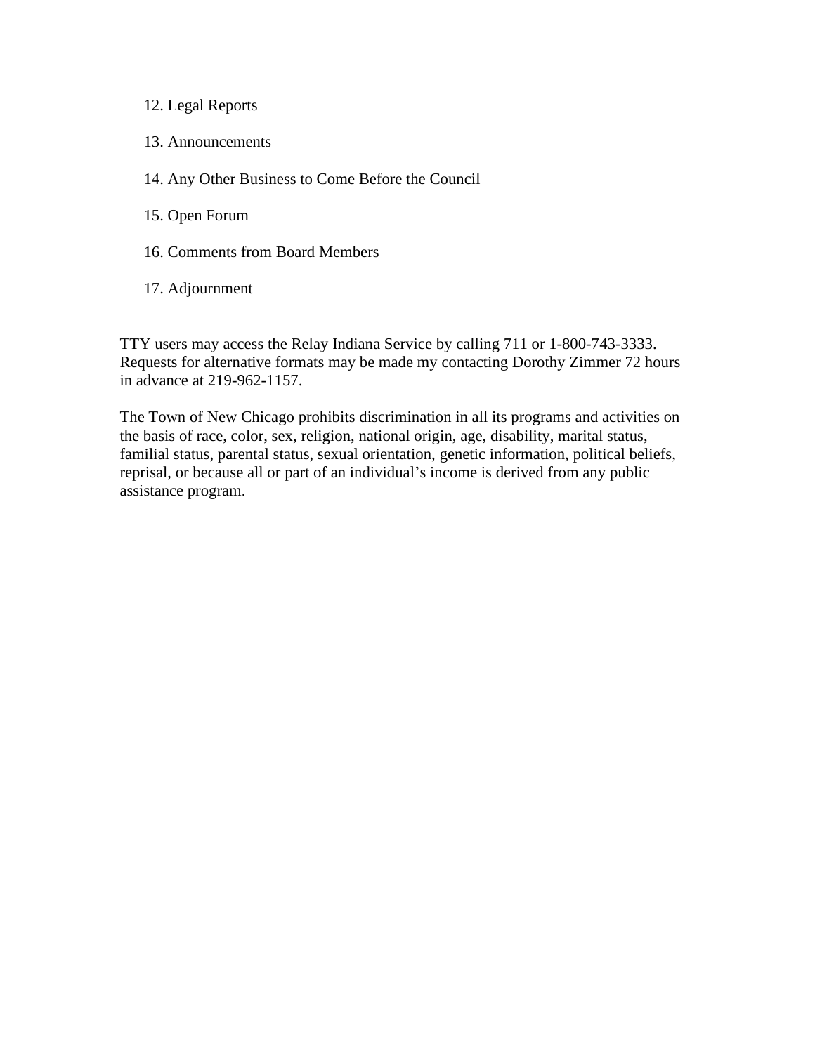12. Legal Reports

13. Announcements

14. Any Other Business to Come Before the Council

15. Open Forum

16. Comments from Board Members

17. Adjournment

TTY users may access the Relay Indiana Service by calling 711 or 1-800-743-3333. Requests for alternative formats may be made my contacting Dorothy Zimmer 72 hours in advance at 219-962-1157.

The Town of New Chicago prohibits discrimination in all its programs and activities on the basis of race, color, sex, religion, national origin, age, disability, marital status, familial status, parental status, sexual orientation, genetic information, political beliefs, reprisal, or because all or part of an individual's income is derived from any public assistance program.